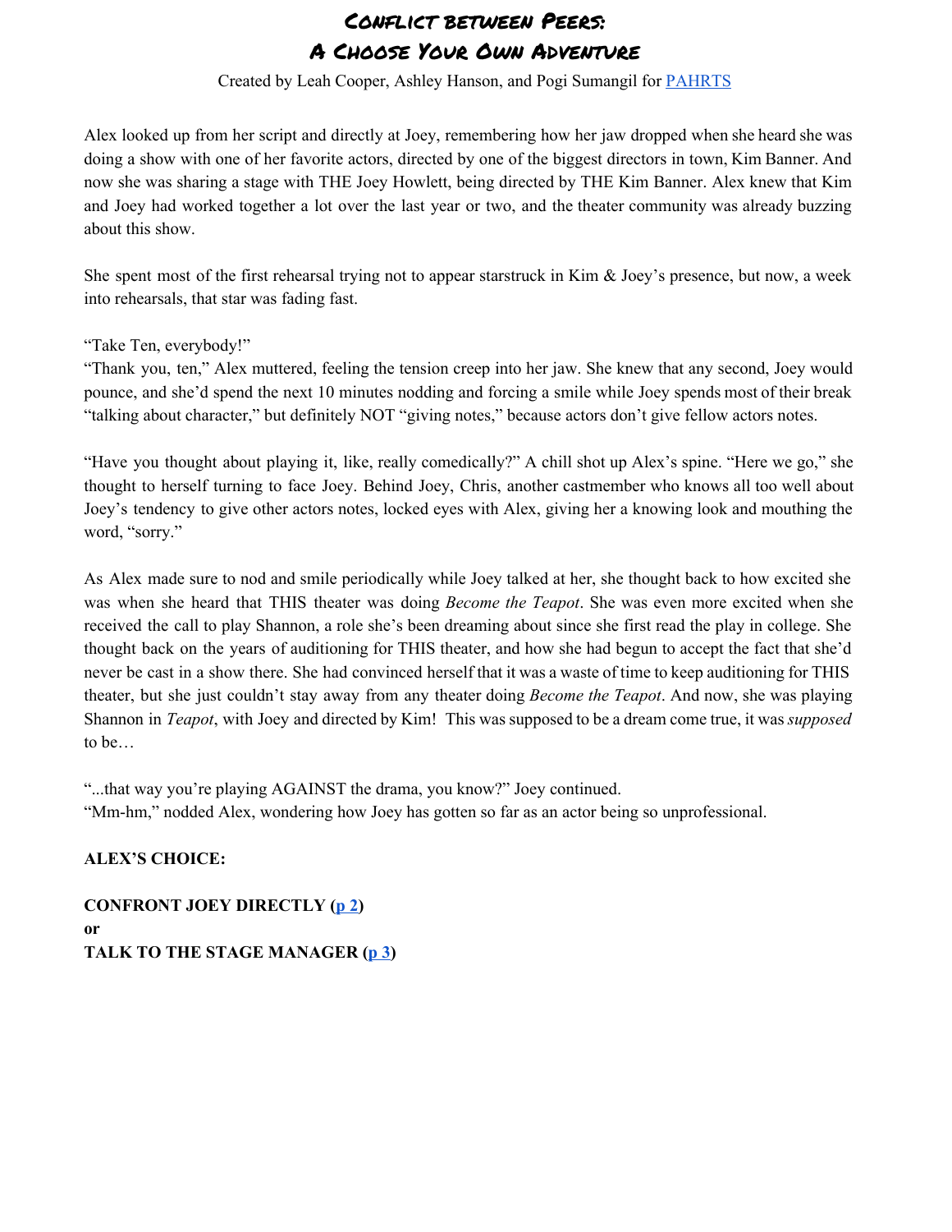# Conflict between Peers: A Choose Your Own Adventure

Created by Leah Cooper, Ashley Hanson, and Pogi Sumangil for [PAHRTS]

Alex looked up from her script and directly at Joey, remembering how her jaw dropped when she heard she was doing a show with one of her favorite actors, directed by one of the biggest directors in town, Kim Banner. And now she was sharing a stage with THE Joey Howlett, being directed by THE Kim Banner. Alex knew that Kim and Joey had worked together a lot over the last year or two, and the theater community was already buzzing about this show.

She spent most of the first rehearsal trying not to appear starstruck in Kim & Joey's presence, but now, a week into rehearsals, that star was fading fast.

"Take Ten, everybody!"
"Thank you, ten," Alex muttered, feeling the tension creep into her jaw. She knew that any second, Joey would pounce, and she'd spend the next 10 minutes nodding and forcing a smile while Joey spends most of their break "talking about character," but definitely NOT "giving notes," because actors don't give fellow actors notes.

"Have you thought about playing it, like, really comedically?" A chill shot up Alex's spine. "Here we go," she thought to herself turning to face Joey. Behind Joey, Chris, another castmember who knows all too well about Joey's tendency to give other actors notes, locked eyes with Alex, giving her a knowing look and mouthing the word, "sorry."

As Alex made sure to nod and smile periodically while Joey talked at her, she thought back to how excited she was when she heard that THIS theater was doing *Become the Teapot*. She was even more excited when she received the call to play Shannon, a role she's been dreaming about since she first read the play in college. She thought back on the years of auditioning for THIS theater, and how she had begun to accept the fact that she'd never be cast in a show there. She had convinced herself that it was a waste of time to keep auditioning for THIS theater, but she just couldn't stay away from any theater doing *Become the Teapot*. And now, she was playing Shannon in *Teapot*, with Joey and directed by Kim! This was supposed to be a dream come true, it was *supposed* to be…

"...that way you're playing AGAINST the drama, you know?" Joey continued.
"Mm-hm," nodded Alex, wondering how Joey has gotten so far as an actor being so unprofessional.

**ALEX'S CHOICE:**

**CONFRONT JOEY DIRECTLY (p 2)**
**or**
**TALK TO THE STAGE MANAGER (p 3)**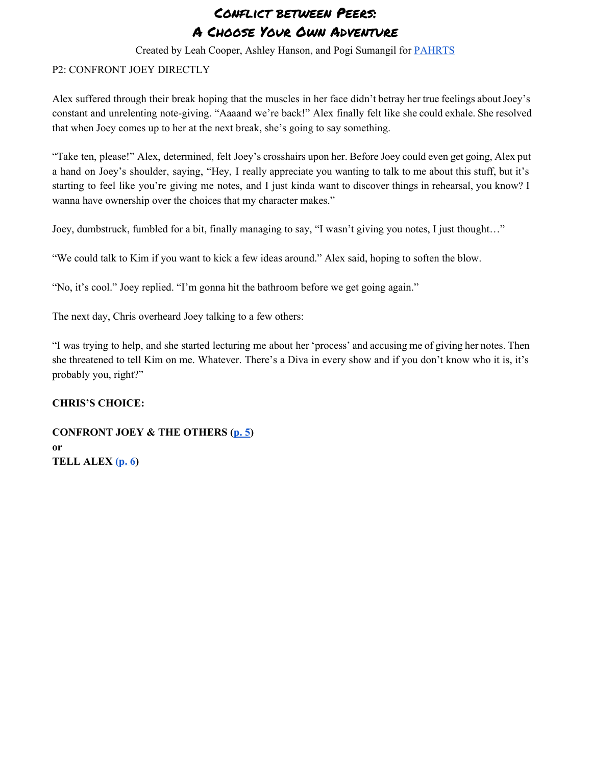# Conflict between Peers: A Choose Your Own Adventure

Created by Leah Cooper, Ashley Hanson, and Pogi Sumangil for [PAHRTS]

P2: CONFRONT JOEY DIRECTLY

Alex suffered through their break hoping that the muscles in her face didn't betray her true feelings about Joey's constant and unrelenting note-giving. "Aaaand we're back!" Alex finally felt like she could exhale. She resolved that when Joey comes up to her at the next break, she's going to say something.

"Take ten, please!" Alex, determined, felt Joey's crosshairs upon her. Before Joey could even get going, Alex put a hand on Joey's shoulder, saying, "Hey, I really appreciate you wanting to talk to me about this stuff, but it's starting to feel like you're giving me notes, and I just kinda want to discover things in rehearsal, you know? I wanna have ownership over the choices that my character makes."

Joey, dumbstruck, fumbled for a bit, finally managing to say, "I wasn't giving you notes, I just thought…"

"We could talk to Kim if you want to kick a few ideas around." Alex said, hoping to soften the blow.

"No, it's cool." Joey replied. "I'm gonna hit the bathroom before we get going again."

The next day, Chris overheard Joey talking to a few others:

"I was trying to help, and she started lecturing me about her 'process' and accusing me of giving her notes. Then she threatened to tell Kim on me. Whatever. There's a Diva in every show and if you don't know who it is, it's probably you, right?"

**CHRIS'S CHOICE:**

**CONFRONT JOEY & THE OTHERS ([p. 5])**
**or**
**TELL ALEX ([p. 6])**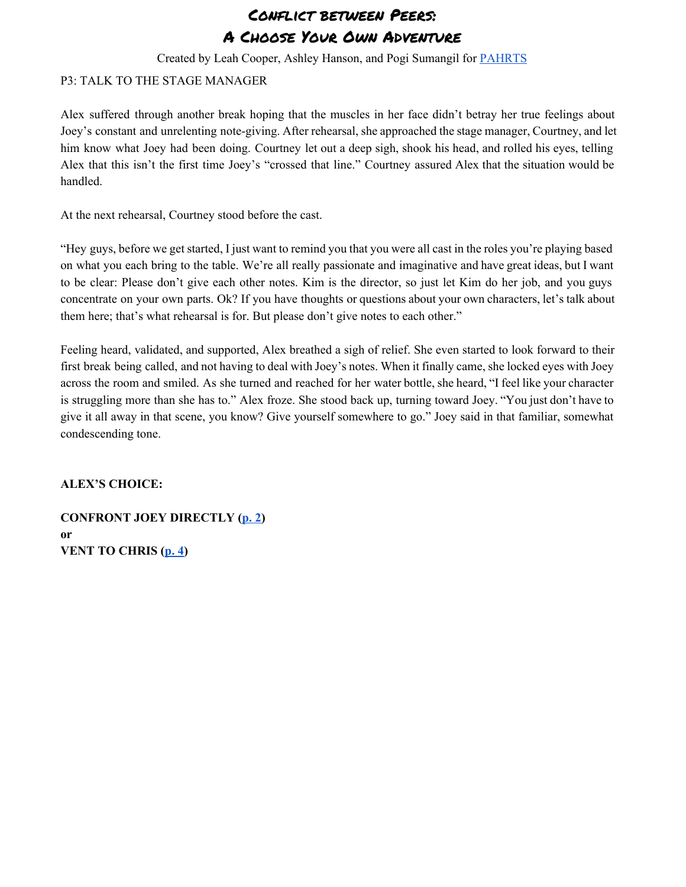# Conflict between Peers:
# A Choose Your Own Adventure

Created by Leah Cooper, Ashley Hanson, and Pogi Sumangil for PAHRTS

P3: TALK TO THE STAGE MANAGER

Alex suffered through another break hoping that the muscles in her face didn't betray her true feelings about Joey's constant and unrelenting note-giving. After rehearsal, she approached the stage manager, Courtney, and let him know what Joey had been doing. Courtney let out a deep sigh, shook his head, and rolled his eyes, telling Alex that this isn't the first time Joey's "crossed that line." Courtney assured Alex that the situation would be handled.

At the next rehearsal, Courtney stood before the cast.

"Hey guys, before we get started, I just want to remind you that you were all cast in the roles you're playing based on what you each bring to the table. We're all really passionate and imaginative and have great ideas, but I want to be clear: Please don't give each other notes. Kim is the director, so just let Kim do her job, and you guys concentrate on your own parts. Ok? If you have thoughts or questions about your own characters, let's talk about them here; that's what rehearsal is for. But please don't give notes to each other."

Feeling heard, validated, and supported, Alex breathed a sigh of relief. She even started to look forward to their first break being called, and not having to deal with Joey's notes. When it finally came, she locked eyes with Joey across the room and smiled. As she turned and reached for her water bottle, she heard, "I feel like your character is struggling more than she has to." Alex froze. She stood back up, turning toward Joey. "You just don't have to give it all away in that scene, you know? Give yourself somewhere to go." Joey said in that familiar, somewhat condescending tone.

**ALEX'S CHOICE:**

**CONFRONT JOEY DIRECTLY (p. 2)**
**or**
**VENT TO CHRIS (p. 4)**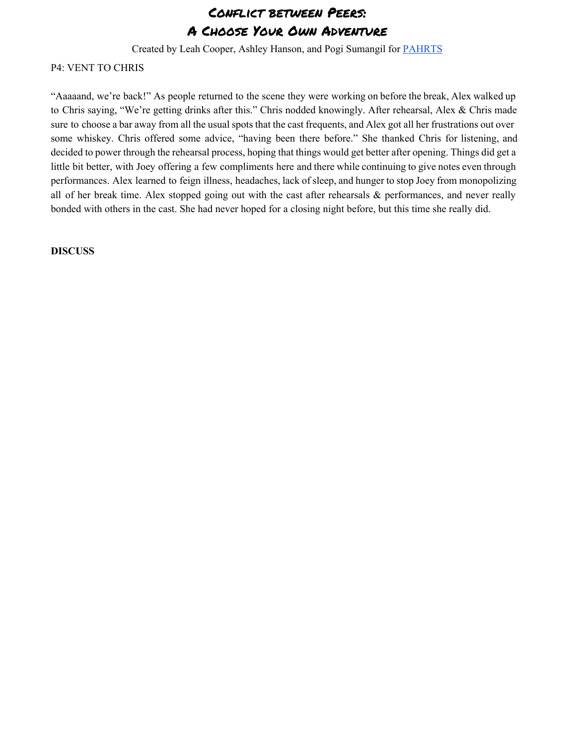# Conflict between Peers: A Choose Your Own Adventure

Created by Leah Cooper, Ashley Hanson, and Pogi Sumangil for PAHRTS

P4: VENT TO CHRIS

"Aaaaand, we're back!" As people returned to the scene they were working on before the break, Alex walked up to Chris saying, "We're getting drinks after this." Chris nodded knowingly. After rehearsal, Alex & Chris made sure to choose a bar away from all the usual spots that the cast frequents, and Alex got all her frustrations out over some whiskey. Chris offered some advice, "having been there before." She thanked Chris for listening, and decided to power through the rehearsal process, hoping that things would get better after opening. Things did get a little bit better, with Joey offering a few compliments here and there while continuing to give notes even through performances. Alex learned to feign illness, headaches, lack of sleep, and hunger to stop Joey from monopolizing all of her break time. Alex stopped going out with the cast after rehearsals & performances, and never really bonded with others in the cast. She had never hoped for a closing night before, but this time she really did.

**DISCUSS**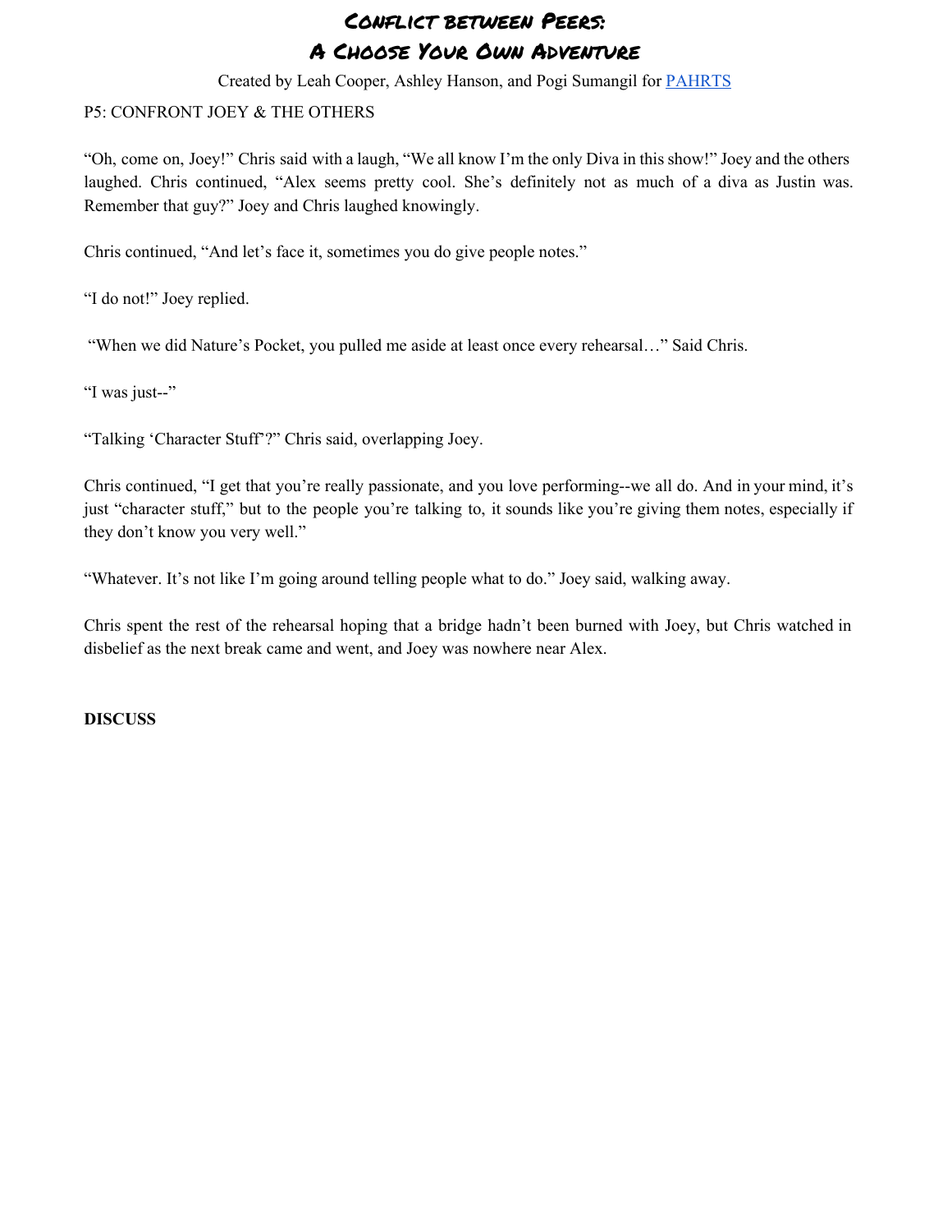# Conflict between Peers: A Choose Your Own Adventure

Created by Leah Cooper, Ashley Hanson, and Pogi Sumangil for PAHRTS

P5: CONFRONT JOEY & THE OTHERS

"Oh, come on, Joey!" Chris said with a laugh, "We all know I'm the only Diva in this show!" Joey and the others laughed. Chris continued, "Alex seems pretty cool. She's definitely not as much of a diva as Justin was. Remember that guy?" Joey and Chris laughed knowingly.

Chris continued, "And let's face it, sometimes you do give people notes."

"I do not!" Joey replied.

"When we did Nature's Pocket, you pulled me aside at least once every rehearsal…" Said Chris.

"I was just--"

"Talking 'Character Stuff'?" Chris said, overlapping Joey.

Chris continued, "I get that you're really passionate, and you love performing--we all do. And in your mind, it's just "character stuff," but to the people you're talking to, it sounds like you're giving them notes, especially if they don't know you very well."

"Whatever. It's not like I'm going around telling people what to do." Joey said, walking away.

Chris spent the rest of the rehearsal hoping that a bridge hadn't been burned with Joey, but Chris watched in disbelief as the next break came and went, and Joey was nowhere near Alex.

**DISCUSS**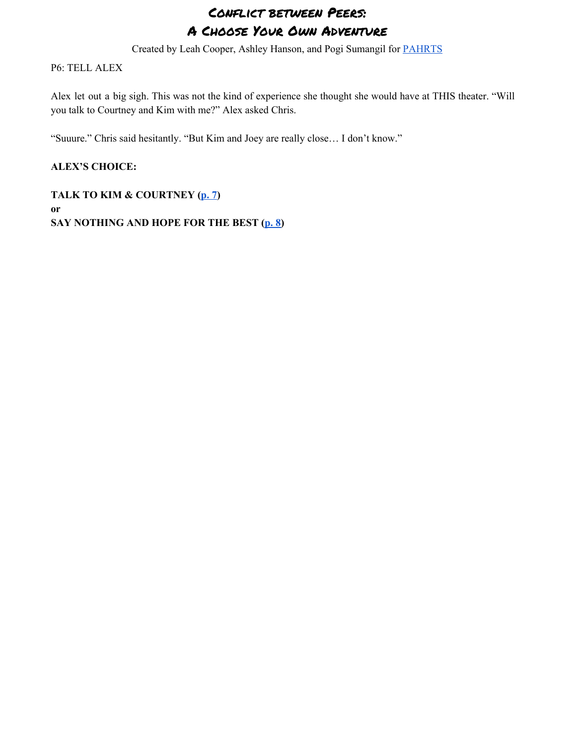# Conflict between Peers:
# A Choose Your Own Adventure

Created by Leah Cooper, Ashley Hanson, and Pogi Sumangil for PAHRTS

P6: TELL ALEX

Alex let out a big sigh. This was not the kind of experience she thought she would have at THIS theater. "Will you talk to Courtney and Kim with me?" Alex asked Chris.

"Suuure." Chris said hesitantly. "But Kim and Joey are really close… I don't know."

**ALEX'S CHOICE:**

**TALK TO KIM & COURTNEY (p. 7)**
**or**
**SAY NOTHING AND HOPE FOR THE BEST (p. 8)**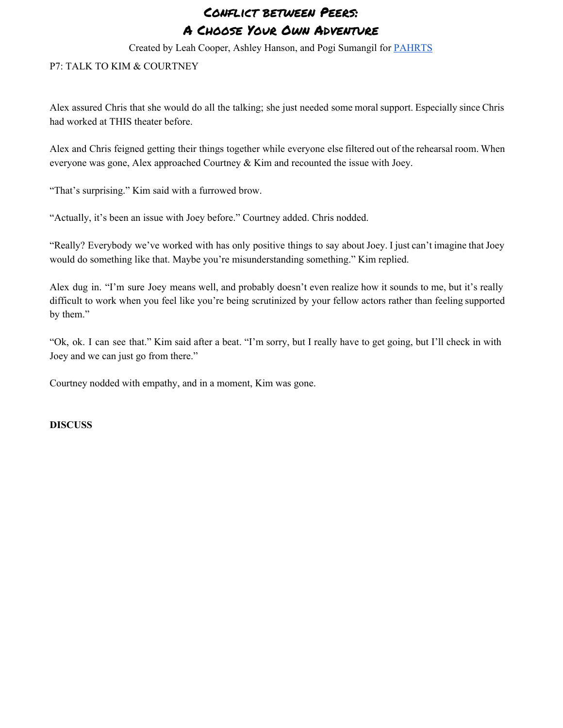# Conflict between Peers:
# A Choose Your Own Adventure

Created by Leah Cooper, Ashley Hanson, and Pogi Sumangil for PAHRTS

P7: TALK TO KIM & COURTNEY

Alex assured Chris that she would do all the talking; she just needed some moral support. Especially since Chris had worked at THIS theater before.

Alex and Chris feigned getting their things together while everyone else filtered out of the rehearsal room. When everyone was gone, Alex approached Courtney & Kim and recounted the issue with Joey.

"That's surprising." Kim said with a furrowed brow.

"Actually, it's been an issue with Joey before." Courtney added. Chris nodded.

"Really? Everybody we've worked with has only positive things to say about Joey. I just can't imagine that Joey would do something like that. Maybe you're misunderstanding something." Kim replied.

Alex dug in. "I'm sure Joey means well, and probably doesn't even realize how it sounds to me, but it's really difficult to work when you feel like you're being scrutinized by your fellow actors rather than feeling supported by them."

"Ok, ok. I can see that." Kim said after a beat. "I'm sorry, but I really have to get going, but I'll check in with Joey and we can just go from there."

Courtney nodded with empathy, and in a moment, Kim was gone.

**DISCUSS**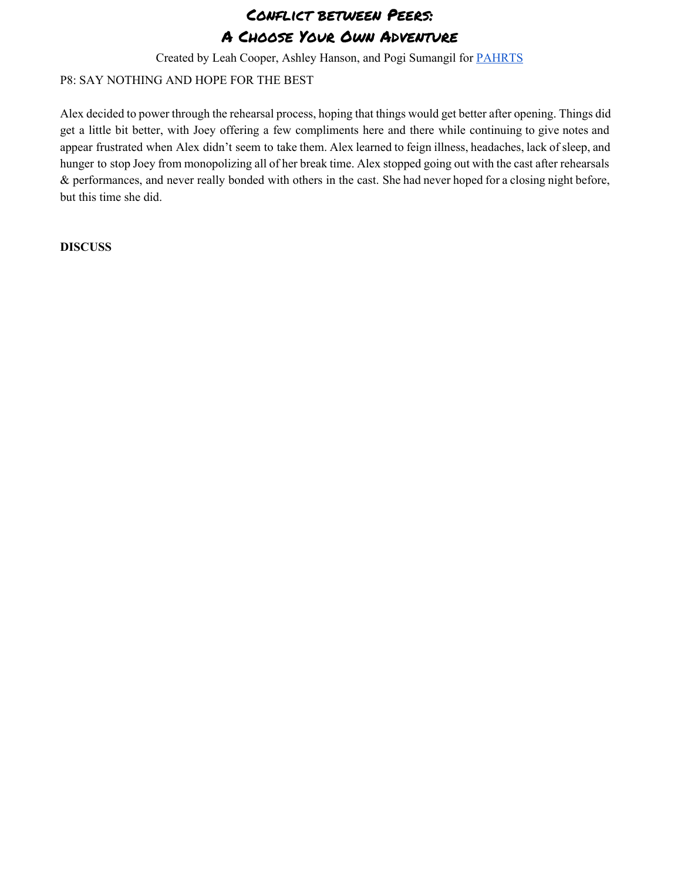# Conflict between Peers:
# A Choose Your Own Adventure

Created by Leah Cooper, Ashley Hanson, and Pogi Sumangil for PAHRTS

P8: SAY NOTHING AND HOPE FOR THE BEST

Alex decided to power through the rehearsal process, hoping that things would get better after opening. Things did get a little bit better, with Joey offering a few compliments here and there while continuing to give notes and appear frustrated when Alex didn't seem to take them. Alex learned to feign illness, headaches, lack of sleep, and hunger to stop Joey from monopolizing all of her break time. Alex stopped going out with the cast after rehearsals & performances, and never really bonded with others in the cast. She had never hoped for a closing night before, but this time she did.

**DISCUSS**